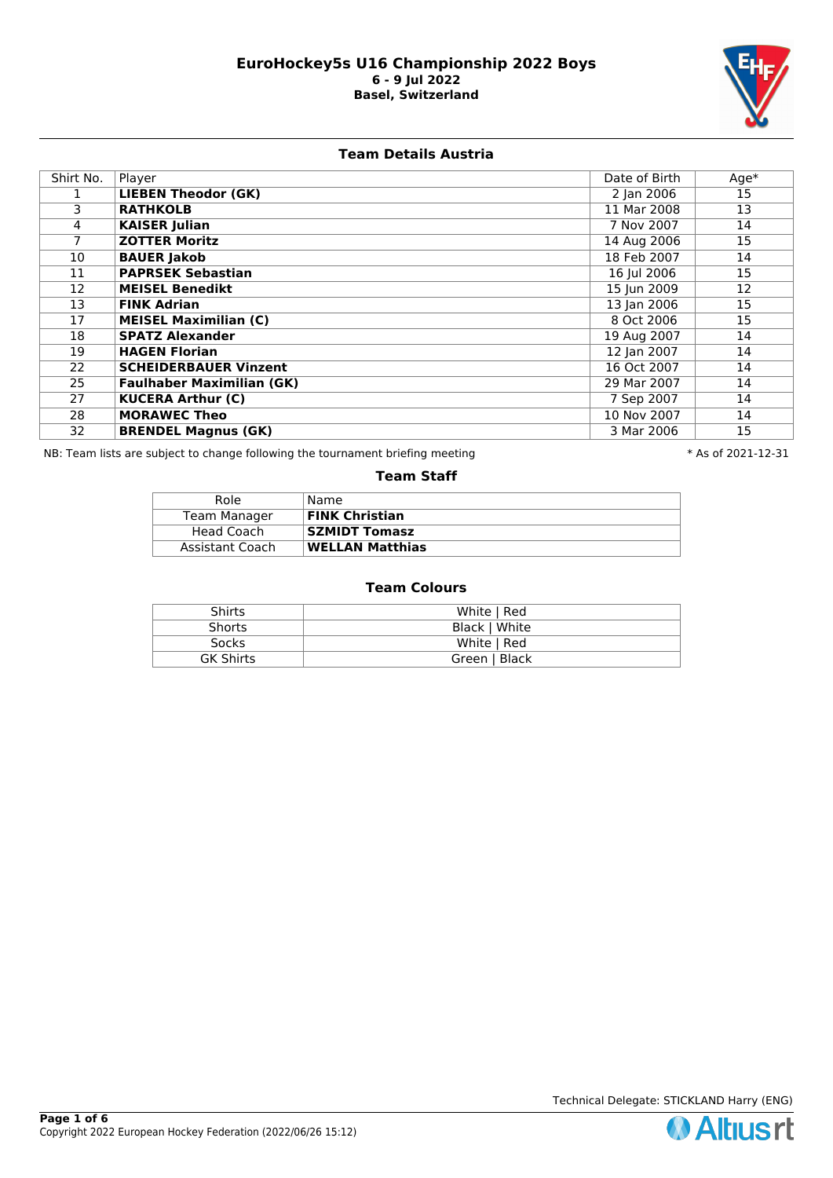# EuroHockey5s U16 Championship 2022 Boys

**6 - 9 Jul 2022**
**Basel, Switzerland**

## Team Details Austria

| Shirt No. | Player | Date of Birth | Age* |
|---|---|---|---|
| 1 | **LIEBEN Theodor (GK)** | 2 Jan 2006 | 15 |
| 3 | **RATHKOLB** | 11 Mar 2008 | 13 |
| 4 | **KAISER Julian** | 7 Nov 2007 | 14 |
| 7 | **ZOTTER Moritz** | 14 Aug 2006 | 15 |
| 10 | **BAUER Jakob** | 18 Feb 2007 | 14 |
| 11 | **PAPRSEK Sebastian** | 16 Jul 2006 | 15 |
| 12 | **MEISEL Benedikt** | 15 Jun 2009 | 12 |
| 13 | **FINK Adrian** | 13 Jan 2006 | 15 |
| 17 | **MEISEL Maximilian (C)** | 8 Oct 2006 | 15 |
| 18 | **SPATZ Alexander** | 19 Aug 2007 | 14 |
| 19 | **HAGEN Florian** | 12 Jan 2007 | 14 |
| 22 | **SCHEIDERBAUER Vinzent** | 16 Oct 2007 | 14 |
| 25 | **Faulhaber Maximilian (GK)** | 29 Mar 2007 | 14 |
| 27 | **KUCERA Arthur (C)** | 7 Sep 2007 | 14 |
| 28 | **MORAWEC Theo** | 10 Nov 2007 | 14 |
| 32 | **BRENDEL Magnus (GK)** | 3 Mar 2006 | 15 |

NB: Team lists are subject to change following the tournament briefing meeting

* As of 2021-12-31

## Team Staff

| Role | Name |
|---|---|
| Team Manager | **FINK Christian** |
| Head Coach | **SZMIDT Tomasz** |
| Assistant Coach | **WELLAN Matthias** |

## Team Colours

| | |
|---|---|
| Shirts | White \| Red |
| Shorts | Black \| White |
| Socks | White \| Red |
| GK Shirts | Green \| Black |

Technical Delegate: STICKLAND Harry (ENG)

Copyright 2022 European Hockey Federation (2022/06/26 15:12)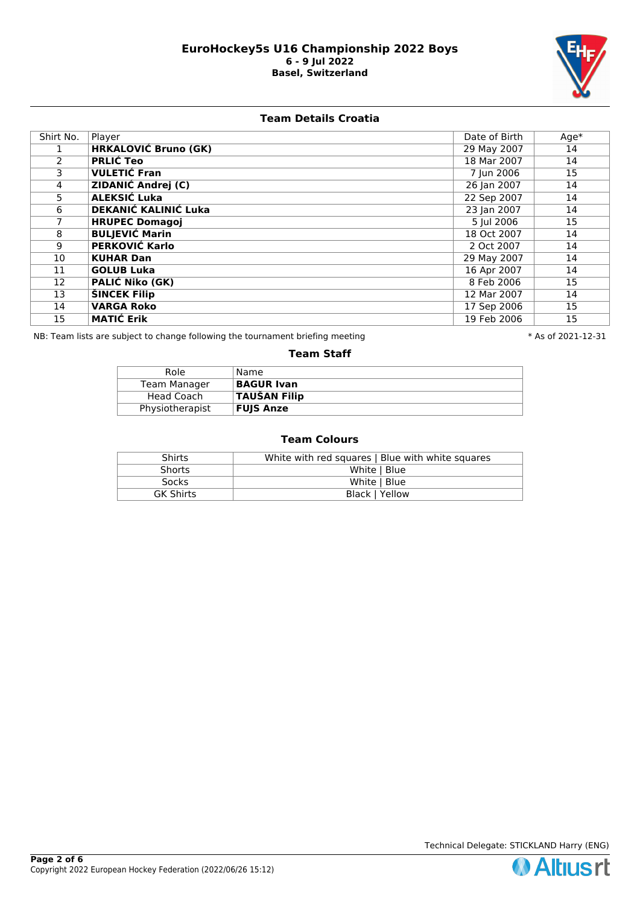# EuroHockey5s U16 Championship 2022 Boys

**6 - 9 Jul 2022**

**Basel, Switzerland**

## Team Details Croatia

| Shirt No. | Player | Date of Birth | Age* |
|---|---|---|---|
| 1 | **HRKALOVIĆ Bruno (GK)** | 29 May 2007 | 14 |
| 2 | **PRLIĆ Teo** | 18 Mar 2007 | 14 |
| 3 | **VULETIĆ Fran** | 7 Jun 2006 | 15 |
| 4 | **ZIDANIĆ Andrej (C)** | 26 Jan 2007 | 14 |
| 5 | **ALEKSIĆ Luka** | 22 Sep 2007 | 14 |
| 6 | **DEKANIĆ KALINIĆ Luka** | 23 Jan 2007 | 14 |
| 7 | **HRUPEC Domagoj** | 5 Jul 2006 | 15 |
| 8 | **BULJEVIĆ Marin** | 18 Oct 2007 | 14 |
| 9 | **PERKOVIĆ Karlo** | 2 Oct 2007 | 14 |
| 10 | **KUHAR Dan** | 29 May 2007 | 14 |
| 11 | **GOLUB Luka** | 16 Apr 2007 | 14 |
| 12 | **PALIĆ Niko (GK)** | 8 Feb 2006 | 15 |
| 13 | **ŠINCEK Filip** | 12 Mar 2007 | 14 |
| 14 | **VARGA Roko** | 17 Sep 2006 | 15 |
| 15 | **MATIĆ Erik** | 19 Feb 2006 | 15 |

NB: Team lists are subject to change following the tournament briefing meeting

* As of 2021-12-31

### Team Staff

| Role | Name |
|---|---|
| Team Manager | **BAGUR Ivan** |
| Head Coach | **TAUŠAN Filip** |
| Physiotherapist | **FUJS Anze** |

### Team Colours

| | |
|---|---|
| Shirts | White with red squares \| Blue with white squares |
| Shorts | White \| Blue |
| Socks | White \| Blue |
| GK Shirts | Black \| Yellow |

Technical Delegate: STICKLAND Harry (ENG)

Copyright 2022 European Hockey Federation (2022/06/26 15:12)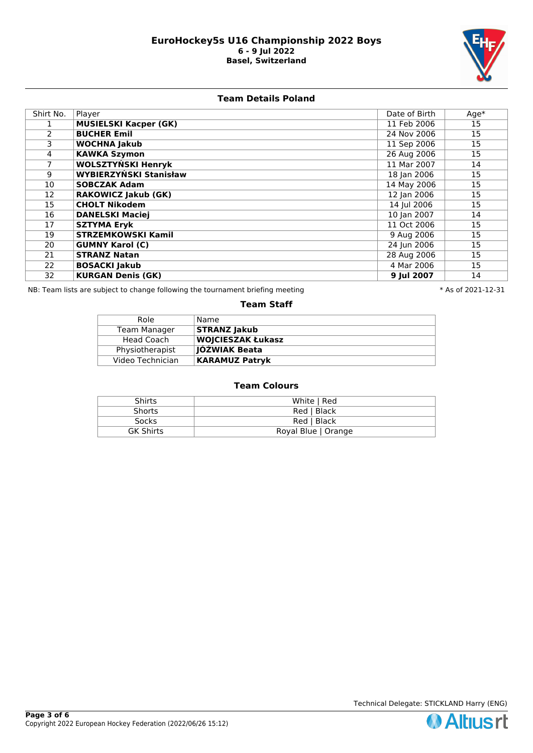# EuroHockey5s U16 Championship 2022 Boys

**6 - 9 Jul 2022**

**Basel, Switzerland**

## Team Details Poland

| Shirt No. | Player | Date of Birth | Age* |
|---|---|---|---|
| 1 | **MUSIELSKI Kacper (GK)** | 11 Feb 2006 | 15 |
| 2 | **BUCHER Emil** | 24 Nov 2006 | 15 |
| 3 | **WOCHNA Jakub** | 11 Sep 2006 | 15 |
| 4 | **KAWKA Szymon** | 26 Aug 2006 | 15 |
| 7 | **WOLSZTYŃSKI Henryk** | 11 Mar 2007 | 14 |
| 9 | **WYBIERZYŃSKI Stanisław** | 18 Jan 2006 | 15 |
| 10 | **SOBCZAK Adam** | 14 May 2006 | 15 |
| 12 | **RAKOWICZ Jakub (GK)** | 12 Jan 2006 | 15 |
| 15 | **CHOLT Nikodem** | 14 Jul 2006 | 15 |
| 16 | **DANELSKI Maciej** | 10 Jan 2007 | 14 |
| 17 | **SZTYMA Eryk** | 11 Oct 2006 | 15 |
| 19 | **STRZEMKOWSKI Kamil** | 9 Aug 2006 | 15 |
| 20 | **GUMNY Karol (C)** | 24 Jun 2006 | 15 |
| 21 | **STRANZ Natan** | 28 Aug 2006 | 15 |
| 22 | **BOSACKI Jakub** | 4 Mar 2006 | 15 |
| 32 | **KURGAN Denis (GK)** | **9 Jul 2007** | 14 |

NB: Team lists are subject to change following the tournament briefing meeting

* As of 2021-12-31

## Team Staff

| Role | Name |
|---|---|
| Team Manager | **STRANZ Jakub** |
| Head Coach | **WOJCIESZAK Łukasz** |
| Physiotherapist | **JÓŹWIAK Beata** |
| Video Technician | **KARAMUZ Patryk** |

## Team Colours

| | |
|---|---|
| Shirts | White \| Red |
| Shorts | Red \| Black |
| Socks | Red \| Black |
| GK Shirts | Royal Blue \| Orange |

Technical Delegate: STICKLAND Harry (ENG)

Copyright 2022 European Hockey Federation (2022/06/26 15:12)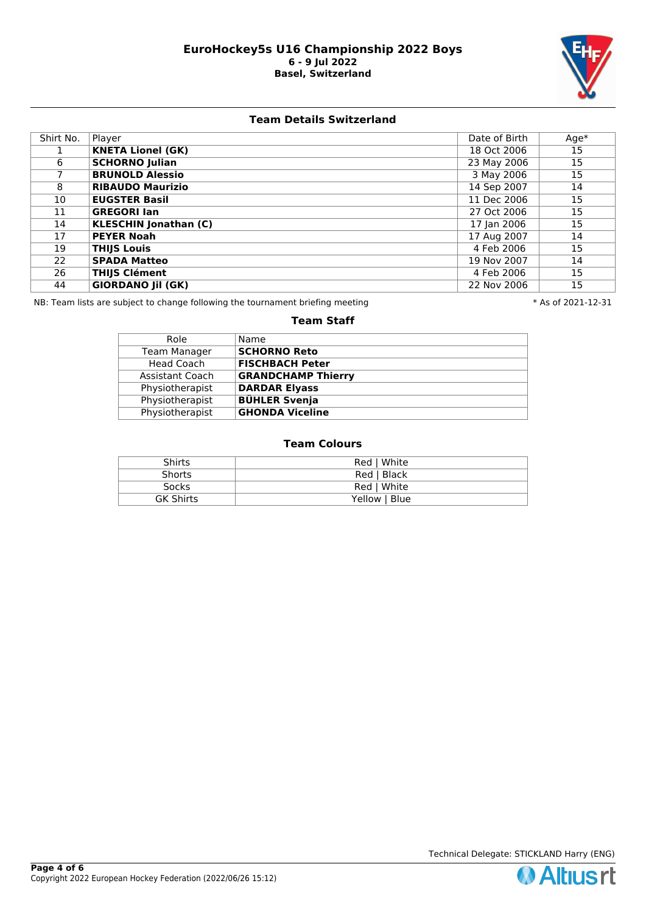# EuroHockey5s U16 Championship 2022 Boys

**6 - 9 Jul 2022**

**Basel, Switzerland**

## Team Details Switzerland

| Shirt No. | Player | Date of Birth | Age* |
|---|---|---|---|
| 1 | **KNETA Lionel (GK)** | 18 Oct 2006 | 15 |
| 6 | **SCHORNO Julian** | 23 May 2006 | 15 |
| 7 | **BRUNOLD Alessio** | 3 May 2006 | 15 |
| 8 | **RIBAUDO Maurizio** | 14 Sep 2007 | 14 |
| 10 | **EUGSTER Basil** | 11 Dec 2006 | 15 |
| 11 | **GREGORI Ian** | 27 Oct 2006 | 15 |
| 14 | **KLESCHIN Jonathan (C)** | 17 Jan 2006 | 15 |
| 17 | **PEYER Noah** | 17 Aug 2007 | 14 |
| 19 | **THIJS Louis** | 4 Feb 2006 | 15 |
| 22 | **SPADA Matteo** | 19 Nov 2007 | 14 |
| 26 | **THIJS Clément** | 4 Feb 2006 | 15 |
| 44 | **GIORDANO Jil (GK)** | 22 Nov 2006 | 15 |

NB: Team lists are subject to change following the tournament briefing meeting

* As of 2021-12-31

### Team Staff

| Role | Name |
|---|---|
| Team Manager | **SCHORNO Reto** |
| Head Coach | **FISCHBACH Peter** |
| Assistant Coach | **GRANDCHAMP Thierry** |
| Physiotherapist | **DARDAR Elyass** |
| Physiotherapist | **BÜHLER Svenja** |
| Physiotherapist | **GHONDA Viceline** |

### Team Colours

| | |
|---|---|
| Shirts | Red \| White |
| Shorts | Red \| Black |
| Socks | Red \| White |
| GK Shirts | Yellow \| Blue |

Technical Delegate: STICKLAND Harry (ENG)

Copyright 2022 European Hockey Federation (2022/06/26 15:12)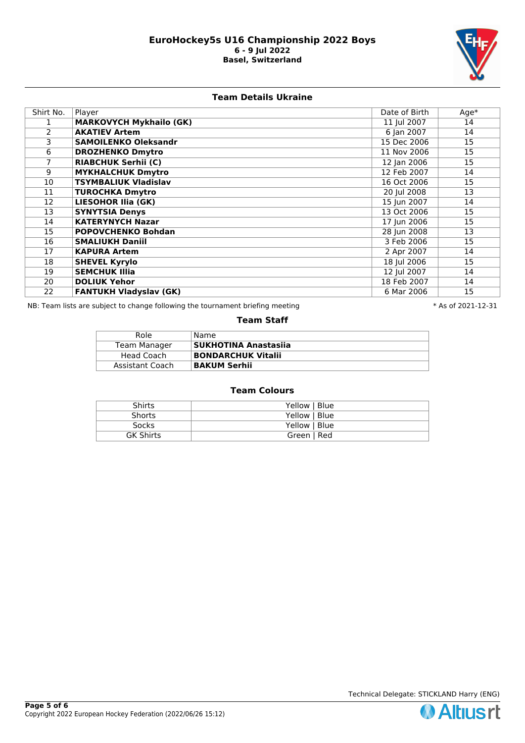# EuroHockey5s U16 Championship 2022 Boys

**6 - 9 Jul 2022**

**Basel, Switzerland**

## Team Details Ukraine

| Shirt No. | Player | Date of Birth | Age* |
|---|---|---|---|
| 1 | **MARKOVYCH Mykhailo (GK)** | 11 Jul 2007 | 14 |
| 2 | **AKATIEV Artem** | 6 Jan 2007 | 14 |
| 3 | **SAMOILENKO Oleksandr** | 15 Dec 2006 | 15 |
| 6 | **DROZHENKO Dmytro** | 11 Nov 2006 | 15 |
| 7 | **RIABCHUK Serhii (C)** | 12 Jan 2006 | 15 |
| 9 | **MYKHALCHUK Dmytro** | 12 Feb 2007 | 14 |
| 10 | **TSYMBALIUK Vladislav** | 16 Oct 2006 | 15 |
| 11 | **TUROCHKA Dmytro** | 20 Jul 2008 | 13 |
| 12 | **LIESOHOR Ilia (GK)** | 15 Jun 2007 | 14 |
| 13 | **SYNYTSIA Denys** | 13 Oct 2006 | 15 |
| 14 | **KATERYNYCH Nazar** | 17 Jun 2006 | 15 |
| 15 | **POPOVCHENKO Bohdan** | 28 Jun 2008 | 13 |
| 16 | **SMALIUKH Daniil** | 3 Feb 2006 | 15 |
| 17 | **KAPURA Artem** | 2 Apr 2007 | 14 |
| 18 | **SHEVEL Kyrylo** | 18 Jul 2006 | 15 |
| 19 | **SEMCHUK Illia** | 12 Jul 2007 | 14 |
| 20 | **DOLIUK Yehor** | 18 Feb 2007 | 14 |
| 22 | **FANTUKH Vladyslav (GK)** | 6 Mar 2006 | 15 |

NB: Team lists are subject to change following the tournament briefing meeting

* As of 2021-12-31

### Team Staff

| Role | Name |
|---|---|
| Team Manager | **SUKHOTINA Anastasiia** |
| Head Coach | **BONDARCHUK Vitalii** |
| Assistant Coach | **BAKUM Serhii** |

### Team Colours

| | |
|---|---|
| Shirts | Yellow \| Blue |
| Shorts | Yellow \| Blue |
| Socks | Yellow \| Blue |
| GK Shirts | Green \| Red |

Technical Delegate: STICKLAND Harry (ENG)

Copyright 2022 European Hockey Federation (2022/06/26 15:12)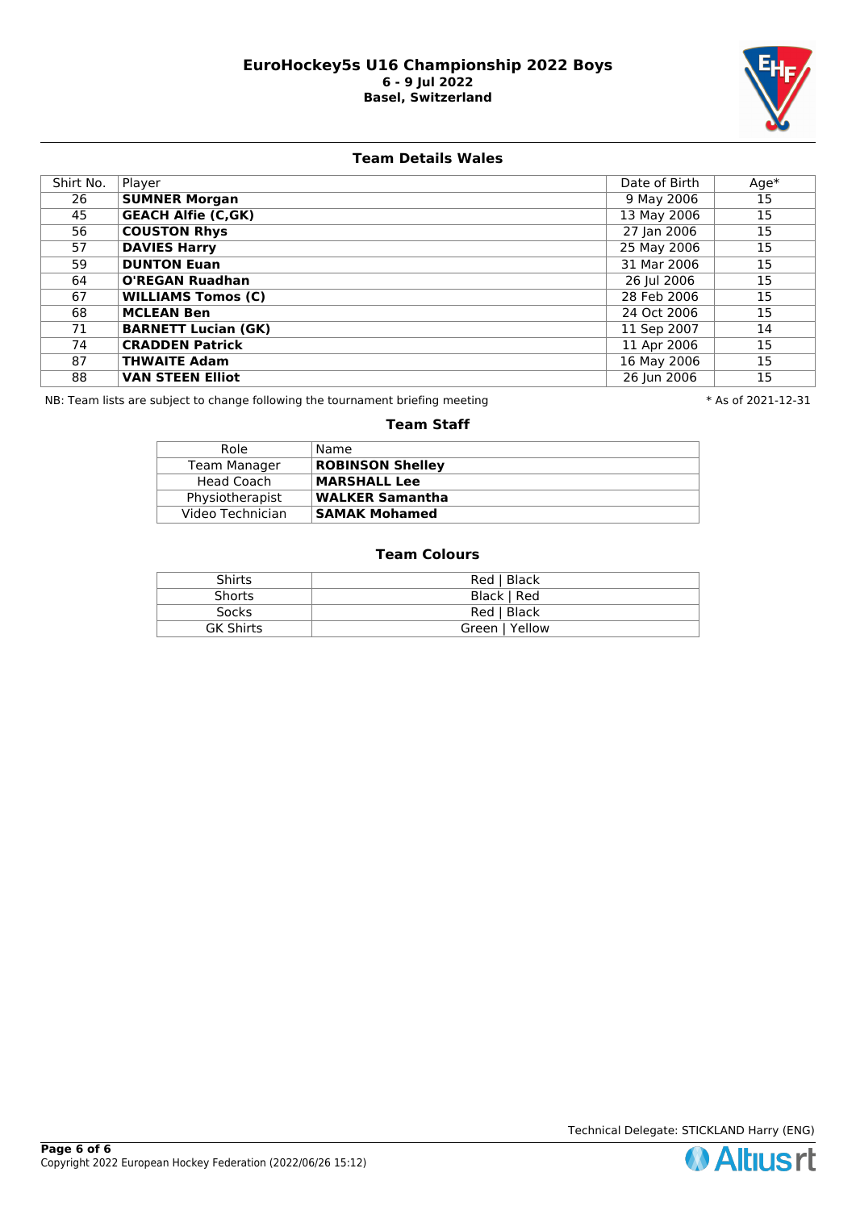# EuroHockey5s U16 Championship 2022 Boys

**6 - 9 Jul 2022**

**Basel, Switzerland**

### Team Details Wales

| Shirt No. | Player | Date of Birth | Age* |
|---|---|---|---|
| 26 | **SUMNER Morgan** | 9 May 2006 | 15 |
| 45 | **GEACH Alfie (C,GK)** | 13 May 2006 | 15 |
| 56 | **COUSTON Rhys** | 27 Jan 2006 | 15 |
| 57 | **DAVIES Harry** | 25 May 2006 | 15 |
| 59 | **DUNTON Euan** | 31 Mar 2006 | 15 |
| 64 | **O'REGAN Ruadhan** | 26 Jul 2006 | 15 |
| 67 | **WILLIAMS Tomos (C)** | 28 Feb 2006 | 15 |
| 68 | **MCLEAN Ben** | 24 Oct 2006 | 15 |
| 71 | **BARNETT Lucian (GK)** | 11 Sep 2007 | 14 |
| 74 | **CRADDEN Patrick** | 11 Apr 2006 | 15 |
| 87 | **THWAITE Adam** | 16 May 2006 | 15 |
| 88 | **VAN STEEN Elliot** | 26 Jun 2006 | 15 |

NB: Team lists are subject to change following the tournament briefing meeting

* As of 2021-12-31

### Team Staff

| Role | Name |
|---|---|
| Team Manager | **ROBINSON Shelley** |
| Head Coach | **MARSHALL Lee** |
| Physiotherapist | **WALKER Samantha** |
| Video Technician | **SAMAK Mohamed** |

### Team Colours

| | |
|---|---|
| Shirts | Red \| Black |
| Shorts | Black \| Red |
| Socks | Red \| Black |
| GK Shirts | Green \| Yellow |

Technical Delegate: STICKLAND Harry (ENG)

Copyright 2022 European Hockey Federation (2022/06/26 15:12)